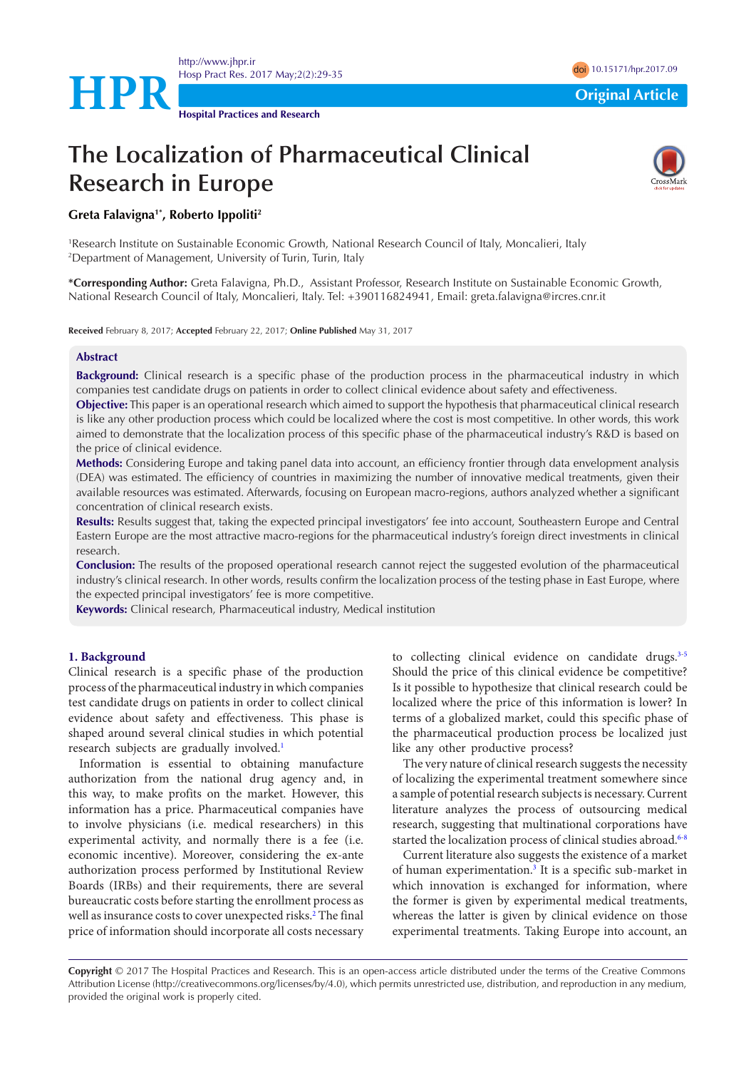Original Article

# The Localization of Pharmaceutical Clinical Research in Europe

**Greta Falavigna[1*], Roberto Ippoliti[2]**

[1]Research Institute on Sustainable Economic Growth, National Research Council of Italy, Moncalieri, Italy
[2]Department of Management, University of Turin, Turin, Italy

**\*Corresponding Author:** Greta Falavigna, Ph.D., Assistant Professor, Research Institute on Sustainable Economic Growth, National Research Council of Italy, Moncalieri, Italy. Tel: +390116824941, Email: greta.falavigna@ircres.cnr.it

**Received** February 8, 2017; **Accepted** February 22, 2017; **Online Published** May 31, 2017

## Abstract

**Background:** Clinical research is a specific phase of the production process in the pharmaceutical industry in which companies test candidate drugs on patients in order to collect clinical evidence about safety and effectiveness.

**Objective:** This paper is an operational research which aimed to support the hypothesis that pharmaceutical clinical research is like any other production process which could be localized where the cost is most competitive. In other words, this work aimed to demonstrate that the localization process of this specific phase of the pharmaceutical industry's R&D is based on the price of clinical evidence.

**Methods:** Considering Europe and taking panel data into account, an efficiency frontier through data envelopment analysis (DEA) was estimated. The efficiency of countries in maximizing the number of innovative medical treatments, given their available resources was estimated. Afterwards, focusing on European macro-regions, authors analyzed whether a significant concentration of clinical research exists.

**Results:** Results suggest that, taking the expected principal investigators' fee into account, Southeastern Europe and Central Eastern Europe are the most attractive macro-regions for the pharmaceutical industry's foreign direct investments in clinical research.

**Conclusion:** The results of the proposed operational research cannot reject the suggested evolution of the pharmaceutical industry's clinical research. In other words, results confirm the localization process of the testing phase in East Europe, where the expected principal investigators' fee is more competitive.

**Keywords:** Clinical research, Pharmaceutical industry, Medical institution

## 1. Background

Clinical research is a specific phase of the production process of the pharmaceutical industry in which companies test candidate drugs on patients in order to collect clinical evidence about safety and effectiveness. This phase is shaped around several clinical studies in which potential research subjects are gradually involved.[1]

Information is essential to obtaining manufacture authorization from the national drug agency and, in this way, to make profits on the market. However, this information has a price. Pharmaceutical companies have to involve physicians (i.e. medical researchers) in this experimental activity, and normally there is a fee (i.e. economic incentive). Moreover, considering the ex-ante authorization process performed by Institutional Review Boards (IRBs) and their requirements, there are several bureaucratic costs before starting the enrollment process as well as insurance costs to cover unexpected risks.[2] The final price of information should incorporate all costs necessary to collecting clinical evidence on candidate drugs.[3-5] Should the price of this clinical evidence be competitive? Is it possible to hypothesize that clinical research could be localized where the price of this information is lower? In terms of a globalized market, could this specific phase of the pharmaceutical production process be localized just like any other productive process?

The very nature of clinical research suggests the necessity of localizing the experimental treatment somewhere since a sample of potential research subjects is necessary. Current literature analyzes the process of outsourcing medical research, suggesting that multinational corporations have started the localization process of clinical studies abroad.[6-8]

Current literature also suggests the existence of a market of human experimentation.[3] It is a specific sub-market in which innovation is exchanged for information, where the former is given by experimental medical treatments, whereas the latter is given by clinical evidence on those experimental treatments. Taking Europe into account, an

**Copyright** © 2017 The Hospital Practices and Research. This is an open-access article distributed under the terms of the Creative Commons Attribution License (http://creativecommons.org/licenses/by/4.0), which permits unrestricted use, distribution, and reproduction in any medium, provided the original work is properly cited.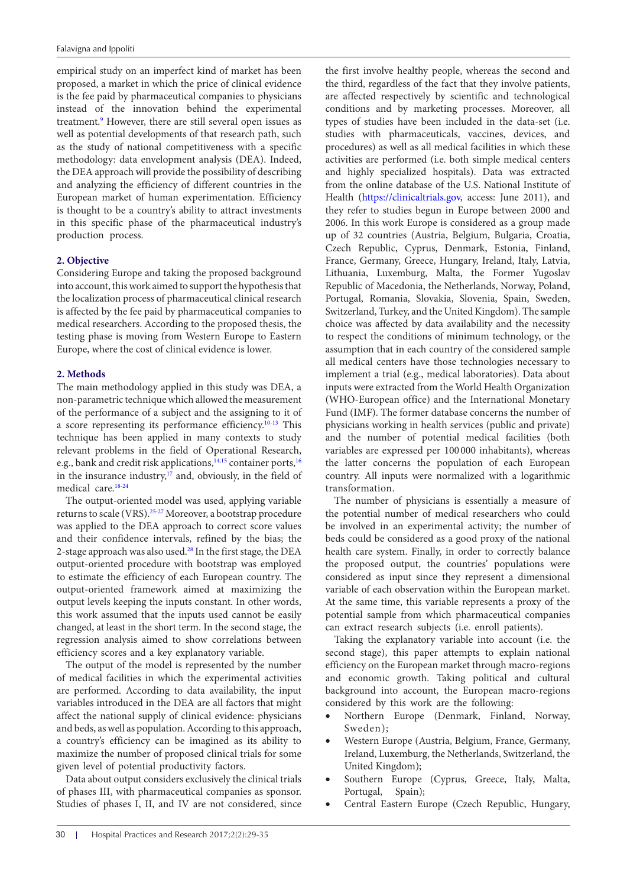empirical study on an imperfect kind of market has been proposed, a market in which the price of clinical evidence is the fee paid by pharmaceutical companies to physicians instead of the innovation behind the experimental treatment.[9] However, there are still several open issues as well as potential developments of that research path, such as the study of national competitiveness with a specific methodology: data envelopment analysis (DEA). Indeed, the DEA approach will provide the possibility of describing and analyzing the efficiency of different countries in the European market of human experimentation. Efficiency is thought to be a country's ability to attract investments in this specific phase of the pharmaceutical industry's production process.

## 2. Objective

Considering Europe and taking the proposed background into account, this work aimed to support the hypothesis that the localization process of pharmaceutical clinical research is affected by the fee paid by pharmaceutical companies to medical researchers. According to the proposed thesis, the testing phase is moving from Western Europe to Eastern Europe, where the cost of clinical evidence is lower.

## 2. Methods

The main methodology applied in this study was DEA, a non-parametric technique which allowed the measurement of the performance of a subject and the assigning to it of a score representing its performance efficiency.[10-13] This technique has been applied in many contexts to study relevant problems in the field of Operational Research, e.g., bank and credit risk applications,[14,15] container ports,[16] in the insurance industry,[17] and, obviously, in the field of medical care.[18-24]

The output-oriented model was used, applying variable returns to scale (VRS).[25-27] Moreover, a bootstrap procedure was applied to the DEA approach to correct score values and their confidence intervals, refined by the bias; the 2-stage approach was also used.[28] In the first stage, the DEA output-oriented procedure with bootstrap was employed to estimate the efficiency of each European country. The output-oriented framework aimed at maximizing the output levels keeping the inputs constant. In other words, this work assumed that the inputs used cannot be easily changed, at least in the short term. In the second stage, the regression analysis aimed to show correlations between efficiency scores and a key explanatory variable.

The output of the model is represented by the number of medical facilities in which the experimental activities are performed. According to data availability, the input variables introduced in the DEA are all factors that might affect the national supply of clinical evidence: physicians and beds, as well as population. According to this approach, a country's efficiency can be imagined as its ability to maximize the number of proposed clinical trials for some given level of potential productivity factors.

Data about output considers exclusively the clinical trials of phases III, with pharmaceutical companies as sponsor. Studies of phases I, II, and IV are not considered, since the first involve healthy people, whereas the second and the third, regardless of the fact that they involve patients, are affected respectively by scientific and technological conditions and by marketing processes. Moreover, all types of studies have been included in the data-set (i.e. studies with pharmaceuticals, vaccines, devices, and procedures) as well as all medical facilities in which these activities are performed (i.e. both simple medical centers and highly specialized hospitals). Data was extracted from the online database of the U.S. National Institute of Health (https://clinicaltrials.gov, access: June 2011), and they refer to studies begun in Europe between 2000 and 2006. In this work Europe is considered as a group made up of 32 countries (Austria, Belgium, Bulgaria, Croatia, Czech Republic, Cyprus, Denmark, Estonia, Finland, France, Germany, Greece, Hungary, Ireland, Italy, Latvia, Lithuania, Luxemburg, Malta, the Former Yugoslav Republic of Macedonia, the Netherlands, Norway, Poland, Portugal, Romania, Slovakia, Slovenia, Spain, Sweden, Switzerland, Turkey, and the United Kingdom). The sample choice was affected by data availability and the necessity to respect the conditions of minimum technology, or the assumption that in each country of the considered sample all medical centers have those technologies necessary to implement a trial (e.g., medical laboratories). Data about inputs were extracted from the World Health Organization (WHO-European office) and the International Monetary Fund (IMF). The former database concerns the number of physicians working in health services (public and private) and the number of potential medical facilities (both variables are expressed per 100 000 inhabitants), whereas the latter concerns the population of each European country. All inputs were normalized with a logarithmic transformation.

The number of physicians is essentially a measure of the potential number of medical researchers who could be involved in an experimental activity; the number of beds could be considered as a good proxy of the national health care system. Finally, in order to correctly balance the proposed output, the countries' populations were considered as input since they represent a dimensional variable of each observation within the European market. At the same time, this variable represents a proxy of the potential sample from which pharmaceutical companies can extract research subjects (i.e. enroll patients).

Taking the explanatory variable into account (i.e. the second stage), this paper attempts to explain national efficiency on the European market through macro-regions and economic growth. Taking political and cultural background into account, the European macro-regions considered by this work are the following:

- Northern Europe (Denmark, Finland, Norway, Sweden);
- Western Europe (Austria, Belgium, France, Germany, Ireland, Luxemburg, the Netherlands, Switzerland, the United Kingdom);
- Southern Europe (Cyprus, Greece, Italy, Malta, Portugal, Spain);
- Central Eastern Europe (Czech Republic, Hungary,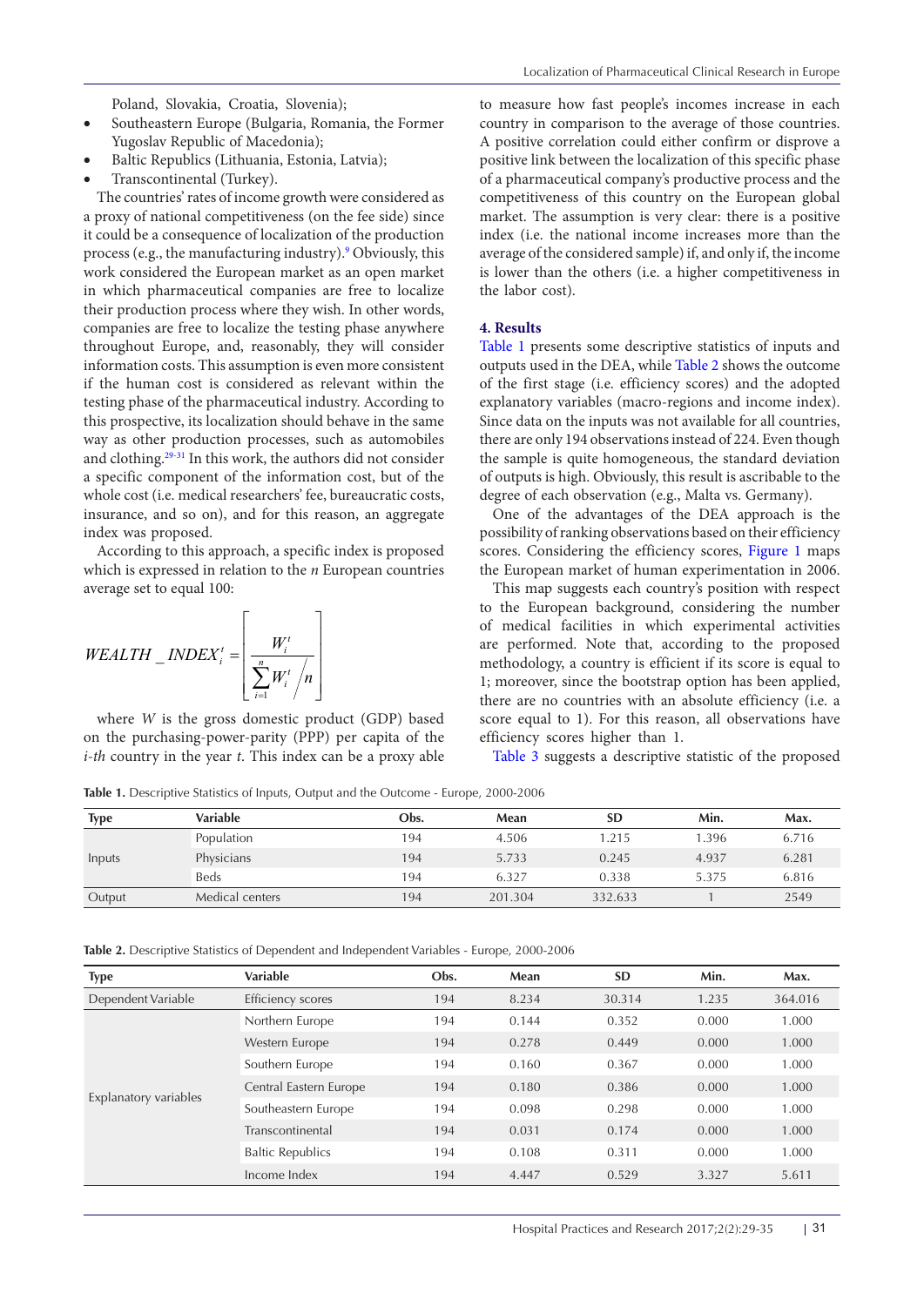Poland, Slovakia, Croatia, Slovenia);

- Southeastern Europe (Bulgaria, Romania, the Former Yugoslav Republic of Macedonia);
- Baltic Republics (Lithuania, Estonia, Latvia);
- Transcontinental (Turkey).

The countries' rates of income growth were considered as a proxy of national competitiveness (on the fee side) since it could be a consequence of localization of the production process (e.g., the manufacturing industry).[9] Obviously, this work considered the European market as an open market in which pharmaceutical companies are free to localize their production process where they wish. In other words, companies are free to localize the testing phase anywhere throughout Europe, and, reasonably, they will consider information costs. This assumption is even more consistent if the human cost is considered as relevant within the testing phase of the pharmaceutical industry. According to this prospective, its localization should behave in the same way as other production processes, such as automobiles and clothing.[29-31] In this work, the authors did not consider a specific component of the information cost, but of the whole cost (i.e. medical researchers' fee, bureaucratic costs, insurance, and so on), and for this reason, an aggregate index was proposed.

According to this approach, a specific index is proposed which is expressed in relation to the $n$ European countries average set to equal 100:

$$WEALTH\_INDEX_i^t = \left[ \frac{W_i^t}{\sum_{i=1}^{n} W_i^t / n} \right]$$

where $W$ is the gross domestic product (GDP) based on the purchasing-power-parity (PPP) per capita of the $i$-$th$ country in the year $t$. This index can be a proxy able to measure how fast people's incomes increase in each country in comparison to the average of those countries. A positive correlation could either confirm or disprove a positive link between the localization of this specific phase of a pharmaceutical company's productive process and the competitiveness of this country on the European global market. The assumption is very clear: there is a positive index (i.e. the national income increases more than the average of the considered sample) if, and only if, the income is lower than the others (i.e. a higher competitiveness in the labor cost).

## 4. Results

Table 1 presents some descriptive statistics of inputs and outputs used in the DEA, while Table 2 shows the outcome of the first stage (i.e. efficiency scores) and the adopted explanatory variables (macro-regions and income index). Since data on the inputs was not available for all countries, there are only 194 observations instead of 224. Even though the sample is quite homogeneous, the standard deviation of outputs is high. Obviously, this result is ascribable to the degree of each observation (e.g., Malta vs. Germany).

One of the advantages of the DEA approach is the possibility of ranking observations based on their efficiency scores. Considering the efficiency scores, Figure 1 maps the European market of human experimentation in 2006.

This map suggests each country's position with respect to the European background, considering the number of medical facilities in which experimental activities are performed. Note that, according to the proposed methodology, a country is efficient if its score is equal to 1; moreover, since the bootstrap option has been applied, there are no countries with an absolute efficiency (i.e. a score equal to 1). For this reason, all observations have efficiency scores higher than 1.

Table 3 suggests a descriptive statistic of the proposed

**Table 1.** Descriptive Statistics of Inputs, Output and the Outcome - Europe, 2000-2006

| Type | Variable | Obs. | Mean | SD | Min. | Max. |
|---|---|---|---|---|---|---|
| Inputs | Population | 194 | 4.506 | 1.215 | 1.396 | 6.716 |
| | Physicians | 194 | 5.733 | 0.245 | 4.937 | 6.281 |
| | Beds | 194 | 6.327 | 0.338 | 5.375 | 6.816 |
| Output | Medical centers | 194 | 201.304 | 332.633 | 1 | 2549 |

**Table 2.** Descriptive Statistics of Dependent and Independent Variables - Europe, 2000-2006

| Type | Variable | Obs. | Mean | SD | Min. | Max. |
|---|---|---|---|---|---|---|
| Dependent Variable | Efficiency scores | 194 | 8.234 | 30.314 | 1.235 | 364.016 |
| Explanatory variables | Northern Europe | 194 | 0.144 | 0.352 | 0.000 | 1.000 |
| | Western Europe | 194 | 0.278 | 0.449 | 0.000 | 1.000 |
| | Southern Europe | 194 | 0.160 | 0.367 | 0.000 | 1.000 |
| | Central Eastern Europe | 194 | 0.180 | 0.386 | 0.000 | 1.000 |
| | Southeastern Europe | 194 | 0.098 | 0.298 | 0.000 | 1.000 |
| | Transcontinental | 194 | 0.031 | 0.174 | 0.000 | 1.000 |
| | Baltic Republics | 194 | 0.108 | 0.311 | 0.000 | 1.000 |
| | Income Index | 194 | 4.447 | 0.529 | 3.327 | 5.611 |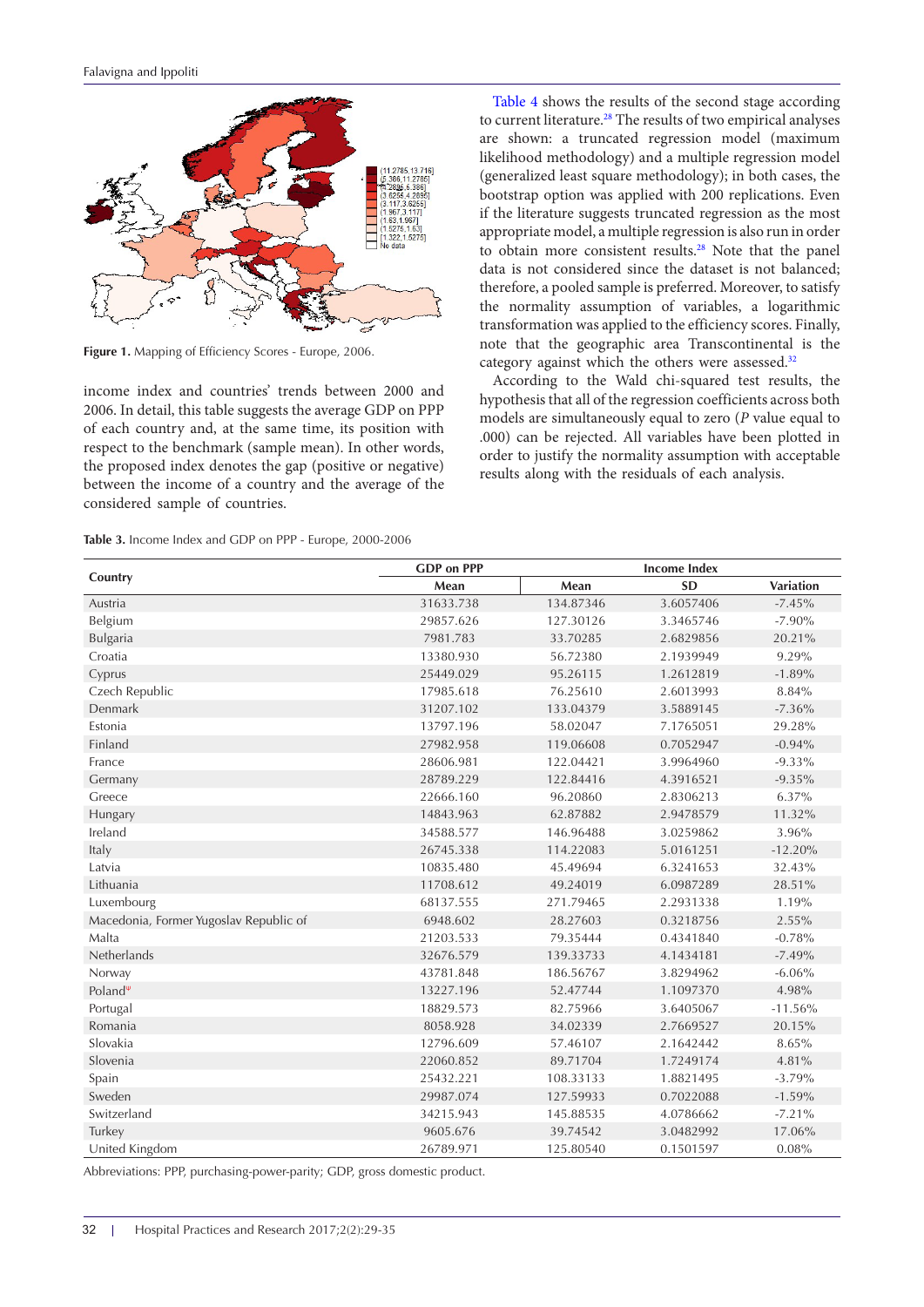Figure 1. Mapping of Efficiency Scores - Europe, 2006.

income index and countries' trends between 2000 and 2006. In detail, this table suggests the average GDP on PPP of each country and, at the same time, its position with respect to the benchmark (sample mean). In other words, the proposed index denotes the gap (positive or negative) between the income of a country and the average of the considered sample of countries.

Table 4 shows the results of the second stage according to current literature.[28] The results of two empirical analyses are shown: a truncated regression model (maximum likelihood methodology) and a multiple regression model (generalized least square methodology); in both cases, the bootstrap option was applied with 200 replications. Even if the literature suggests truncated regression as the most appropriate model, a multiple regression is also run in order to obtain more consistent results.[28] Note that the panel data is not considered since the dataset is not balanced; therefore, a pooled sample is preferred. Moreover, to satisfy the normality assumption of variables, a logarithmic transformation was applied to the efficiency scores. Finally, note that the geographic area Transcontinental is the category against which the others were assessed.[32]

According to the Wald chi-squared test results, the hypothesis that all of the regression coefficients across both models are simultaneously equal to zero (*P* value equal to .000) can be rejected. All variables have been plotted in order to justify the normality assumption with acceptable results along with the residuals of each analysis.

**Table 3.** Income Index and GDP on PPP - Europe, 2000-2006

| Country | GDP on PPP | Income Index | | |
|---|---|---|---|---|
| | Mean | Mean | SD | Variation |
| Austria | 31633.738 | 134.87346 | 3.6057406 | -7.45% |
| Belgium | 29857.626 | 127.30126 | 3.3465746 | -7.90% |
| Bulgaria | 7981.783 | 33.70285 | 2.6829856 | 20.21% |
| Croatia | 13380.930 | 56.72380 | 2.1939949 | 9.29% |
| Cyprus | 25449.029 | 95.26115 | 1.2612819 | -1.89% |
| Czech Republic | 17985.618 | 76.25610 | 2.6013993 | 8.84% |
| Denmark | 31207.102 | 133.04379 | 3.5889145 | -7.36% |
| Estonia | 13797.196 | 58.02047 | 7.1765051 | 29.28% |
| Finland | 27982.958 | 119.06608 | 0.7052947 | -0.94% |
| France | 28606.981 | 122.04421 | 3.9964960 | -9.33% |
| Germany | 28789.229 | 122.84416 | 4.3916521 | -9.35% |
| Greece | 22666.160 | 96.20860 | 2.8306213 | 6.37% |
| Hungary | 14843.963 | 62.87882 | 2.9478579 | 11.32% |
| Ireland | 34588.577 | 146.96488 | 3.0259862 | 3.96% |
| Italy | 26745.338 | 114.22083 | 5.0161251 | -12.20% |
| Latvia | 10835.480 | 45.49694 | 6.3241653 | 32.43% |
| Lithuania | 11708.612 | 49.24019 | 6.0987289 | 28.51% |
| Luxembourg | 68137.555 | 271.79465 | 2.2931338 | 1.19% |
| Macedonia, Former Yugoslav Republic of | 6948.602 | 28.27603 | 0.3218756 | 2.55% |
| Malta | 21203.533 | 79.35444 | 0.4341840 | -0.78% |
| Netherlands | 32676.579 | 139.33733 | 4.1434181 | -7.49% |
| Norway | 43781.848 | 186.56767 | 3.8294962 | -6.06% |
| Poland[u] | 13227.196 | 52.47744 | 1.1097370 | 4.98% |
| Portugal | 18829.573 | 82.75966 | 3.6405067 | -11.56% |
| Romania | 8058.928 | 34.02339 | 2.7669527 | 20.15% |
| Slovakia | 12796.609 | 57.46107 | 2.1642442 | 8.65% |
| Slovenia | 22060.852 | 89.71704 | 1.7249174 | 4.81% |
| Spain | 25432.221 | 108.33133 | 1.8821495 | -3.79% |
| Sweden | 29987.074 | 127.59933 | 0.7022088 | -1.59% |
| Switzerland | 34215.943 | 145.88535 | 4.0786662 | -7.21% |
| Turkey | 9605.676 | 39.74542 | 3.0482992 | 17.06% |
| United Kingdom | 26789.971 | 125.80540 | 0.1501597 | 0.08% |

Abbreviations: PPP, purchasing-power-parity; GDP, gross domestic product.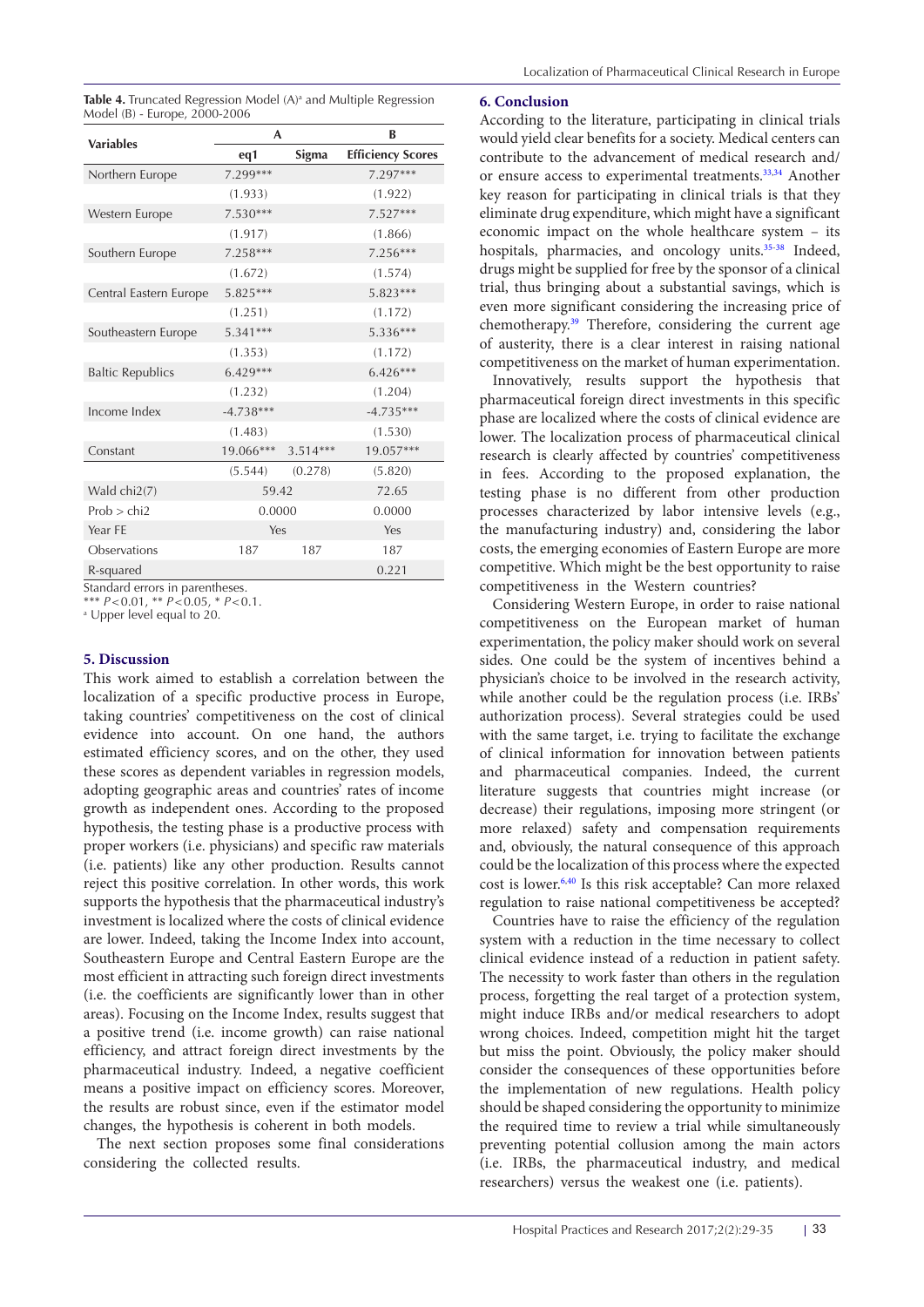**Table 4.** Truncated Regression Model (A)[a] and Multiple Regression Model (B) - Europe, 2000-2006

| Variables | A | | B |
|---|---|---|---|
| | eq1 | Sigma | Efficiency Scores |
| Northern Europe | 7.299*** | | 7.297*** |
| | (1.933) | | (1.922) |
| Western Europe | 7.530*** | | 7.527*** |
| | (1.917) | | (1.866) |
| Southern Europe | 7.258*** | | 7.256*** |
| | (1.672) | | (1.574) |
| Central Eastern Europe | 5.825*** | | 5.823*** |
| | (1.251) | | (1.172) |
| Southeastern Europe | 5.341*** | | 5.336*** |
| | (1.353) | | (1.172) |
| Baltic Republics | 6.429*** | | 6.426*** |
| | (1.232) | | (1.204) |
| Income Index | -4.738*** | | -4.735*** |
| | (1.483) | | (1.530) |
| Constant | 19.066*** | 3.514*** | 19.057*** |
| | (5.544) | (0.278) | (5.820) |
| Wald chi2(7) | 59.42 | | 72.65 |
| Prob > chi2 | 0.0000 | | 0.0000 |
| Year FE | Yes | | Yes |
| Observations | 187 | 187 | 187 |
| R-squared | | | 0.221 |

Standard errors in parentheses.
*** $P<0.01$, ** $P<0.05$, * $P<0.1$.
[a] Upper level equal to 20.

## 5. Discussion

This work aimed to establish a correlation between the localization of a specific productive process in Europe, taking countries' competitiveness on the cost of clinical evidence into account. On one hand, the authors estimated efficiency scores, and on the other, they used these scores as dependent variables in regression models, adopting geographic areas and countries' rates of income growth as independent ones. According to the proposed hypothesis, the testing phase is a productive process with proper workers (i.e. physicians) and specific raw materials (i.e. patients) like any other production. Results cannot reject this positive correlation. In other words, this work supports the hypothesis that the pharmaceutical industry's investment is localized where the costs of clinical evidence are lower. Indeed, taking the Income Index into account, Southeastern Europe and Central Eastern Europe are the most efficient in attracting such foreign direct investments (i.e. the coefficients are significantly lower than in other areas). Focusing on the Income Index, results suggest that a positive trend (i.e. income growth) can raise national efficiency, and attract foreign direct investments by the pharmaceutical industry. Indeed, a negative coefficient means a positive impact on efficiency scores. Moreover, the results are robust since, even if the estimator model changes, the hypothesis is coherent in both models.

The next section proposes some final considerations considering the collected results.

## 6. Conclusion

According to the literature, participating in clinical trials would yield clear benefits for a society. Medical centers can contribute to the advancement of medical research and/or ensure access to experimental treatments.[33,34] Another key reason for participating in clinical trials is that they eliminate drug expenditure, which might have a significant economic impact on the whole healthcare system – its hospitals, pharmacies, and oncology units.[35-38] Indeed, drugs might be supplied for free by the sponsor of a clinical trial, thus bringing about a substantial savings, which is even more significant considering the increasing price of chemotherapy.[39] Therefore, considering the current age of austerity, there is a clear interest in raising national competitiveness on the market of human experimentation.

Innovatively, results support the hypothesis that pharmaceutical foreign direct investments in this specific phase are localized where the costs of clinical evidence are lower. The localization process of pharmaceutical clinical research is clearly affected by countries' competitiveness in fees. According to the proposed explanation, the testing phase is no different from other production processes characterized by labor intensive levels (e.g., the manufacturing industry) and, considering the labor costs, the emerging economies of Eastern Europe are more competitive. Which might be the best opportunity to raise competitiveness in the Western countries?

Considering Western Europe, in order to raise national competitiveness on the European market of human experimentation, the policy maker should work on several sides. One could be the system of incentives behind a physician's choice to be involved in the research activity, while another could be the regulation process (i.e. IRBs' authorization process). Several strategies could be used with the same target, i.e. trying to facilitate the exchange of clinical information for innovation between patients and pharmaceutical companies. Indeed, the current literature suggests that countries might increase (or decrease) their regulations, imposing more stringent (or more relaxed) safety and compensation requirements and, obviously, the natural consequence of this approach could be the localization of this process where the expected cost is lower.[6,40] Is this risk acceptable? Can more relaxed regulation to raise national competitiveness be accepted?

Countries have to raise the efficiency of the regulation system with a reduction in the time necessary to collect clinical evidence instead of a reduction in patient safety. The necessity to work faster than others in the regulation process, forgetting the real target of a protection system, might induce IRBs and/or medical researchers to adopt wrong choices. Indeed, competition might hit the target but miss the point. Obviously, the policy maker should consider the consequences of these opportunities before the implementation of new regulations. Health policy should be shaped considering the opportunity to minimize the required time to review a trial while simultaneously preventing potential collusion among the main actors (i.e. IRBs, the pharmaceutical industry, and medical researchers) versus the weakest one (i.e. patients).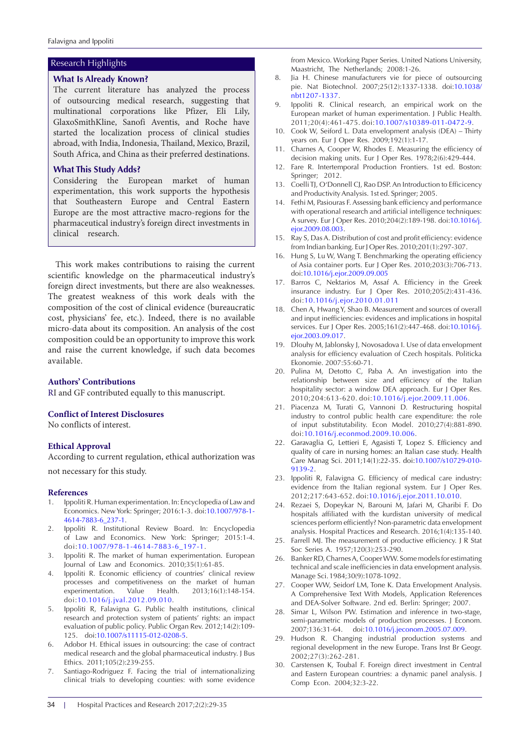## Research Highlights

### What Is Already Known?

The current literature has analyzed the process of outsourcing medical research, suggesting that multinational corporations like Pfizer, Eli Lily, GlaxoSmithKline, Sanofi Aventis, and Roche have started the localization process of clinical studies abroad, with India, Indonesia, Thailand, Mexico, Brazil, South Africa, and China as their preferred destinations.

### What This Study Adds?

Considering the European market of human experimentation, this work supports the hypothesis that Southeastern Europe and Central Eastern Europe are the most attractive macro-regions for the pharmaceutical industry's foreign direct investments in clinical research.

This work makes contributions to raising the current scientific knowledge on the pharmaceutical industry's foreign direct investments, but there are also weaknesses. The greatest weakness of this work deals with the composition of the cost of clinical evidence (bureaucratic cost, physicians' fee, etc.). Indeed, there is no available micro-data about its composition. An analysis of the cost composition could be an opportunity to improve this work and raise the current knowledge, if such data becomes available.

## Authors' Contributions

RI and GF contributed equally to this manuscript.

## Conflict of Interest Disclosures

No conflicts of interest.

## Ethical Approval

According to current regulation, ethical authorization was not necessary for this study.

## References

1. Ippoliti R. Human experimentation. In: Encyclopedia of Law and Economics. New York: Springer; 2016:1-3. doi:10.1007/978-1-4614-7883-6_237-1.
2. Ippoliti R. Institutional Review Board. In: Encyclopedia of Law and Economics. New York: Springer; 2015:1-4. doi:10.1007/978-1-4614-7883-6_197-1.
3. Ippoliti R. The market of human experimentation. European Journal of Law and Economics. 2010;35(1):61-85.
4. Ippoliti R. Economic efficiency of countries' clinical review processes and competitiveness on the market of human experimentation. Value Health. 2013;16(1):148-154. doi:10.1016/j.jval.2012.09.010.
5. Ippoliti R, Falavigna G. Public health institutions, clinical research and protection system of patients' rights: an impact evaluation of public policy. Public Organ Rev. 2012;14(2):109-125. doi:10.1007/s11115-012-0208-5.
6. Adobor H. Ethical issues in outsourcing: the case of contract medical research and the global pharmaceutical industry. J Bus Ethics. 2011;105(2):239-255.
7. Santiago-Rodriguez F. Facing the trial of internationalizing clinical trials to developing counties: with some evidence from Mexico. Working Paper Series. United Nations University, Maastricht, The Netherlands; 2008:1-26.
8. Jia H. Chinese manufacturers vie for piece of outsourcing pie. Nat Biotechnol. 2007;25(12):1337-1338. doi:10.1038/nbt1207-1337.
9. Ippoliti R. Clinical research, an empirical work on the European market of human experimentation. J Public Health. 2011;20(4):461-475. doi:10.1007/s10389-011-0472-9.
10. Cook W, Seiford L. Data envelopment analysis (DEA) – Thirty years on. Eur J Oper Res. 2009;192(1):1-17.
11. Charnes A, Cooper W, Rhodes E. Measuring the efficiency of decision making units. Eur J Oper Res. 1978;2(6):429-444.
12. Fare R. Intertemporal Production Frontiers. 1st ed. Boston: Springer; 2012.
13. Coelli TJ, O'Donnell CJ, Rao DSP. An Introduction to Efficiency and Productivity Analysis. 1st ed. Springer; 2005.
14. Fethi M, Pasiouras F. Assessing bank efficiency and performance with operational research and artificial intelligence techniques: A survey. Eur J Oper Res. 2010;204(2):189-198. doi:10.1016/j.ejor.2009.08.003.
15. Ray S, Das A. Distribution of cost and profit efficiency: evidence from Indian banking. Eur J Oper Res. 2010;201(1):297-307.
16. Hung S, Lu W, Wang T. Benchmarking the operating efficiency of Asia container ports. Eur J Oper Res. 2010;203(3):706-713. doi:10.1016/j.ejor.2009.09.005
17. Barros C, Nektarios M, Assaf A. Efficiency in the Greek insurance industry. Eur J Oper Res. 2010;205(2):431-436. doi:10.1016/j.ejor.2010.01.011
18. Chen A, Hwang Y, Shao B. Measurement and sources of overall and input inefficiencies: evidences and implications in hospital services. Eur J Oper Res. 2005;161(2):447-468. doi:10.1016/j.ejor.2003.09.017.
19. Dlouhy M, Jablonsky J, Novosadova I. Use of data envelopment analysis for efficiency evaluation of Czech hospitals. Politicka Ekonomie. 2007:55:60-71.
20. Pulina M, Detotto C, Paba A. An investigation into the relationship between size and efficiency of the Italian hospitality sector: a window DEA approach. Eur J Oper Res. 2010;204:613-620. doi:10.1016/j.ejor.2009.11.006.
21. Piacenza M, Turati G, Vannoni D. Restructuring hospital industry to control public health care expenditure: the role of input substitutability. Econ Model. 2010;27(4):881-890. doi:10.1016/j.econmod.2009.10.006.
22. Garavaglia G, Lettieri E, Agasisti T, Lopez S. Efficiency and quality of care in nursing homes: an Italian case study. Health Care Manag Sci. 2011;14(1):22-35. doi:10.1007/s10729-010-9139-2.
23. Ippoliti R, Falavigna G. Efficiency of medical care industry: evidence from the Italian regional system. Eur J Oper Res. 2012;217:643-652. doi:10.1016/j.ejor.2011.10.010.
24. Rezaei S, Dopeykar N, Barouni M, Jafari M, Gharibi F. Do hospitals affiliated with the kurdistan university of medical sciences perform efficiently? Non-parametric data envelopment analysis. Hospital Practices and Research. 2016;1(4):135-140.
25. Farrell MJ. The measurement of productive efficiency. J R Stat Soc Series A. 1957;120(3):253-290.
26. Banker RD, Charnes A, Cooper WW. Some models for estimating technical and scale inefficiencies in data envelopment analysis. Manage Sci. 1984;30(9):1078-1092.
27. Cooper WW, Seidorf LM, Tone K. Data Envelopment Analysis. A Comprehensive Text With Models, Application References and DEA-Solver Software. 2nd ed. Berlin: Springer; 2007.
28. Simar L, Wilson PW. Estimation and inference in two-stage, semi-parametric models of production processes. J Econom. 2007;136:31-64. doi:10.1016/j.jeconom.2005.07.009.
29. Hudson R. Changing industrial production systems and regional development in the new Europe. Trans Inst Br Geogr. 2002;27(3):262-281.
30. Carstensen K, Toubal F. Foreign direct investment in Central and Eastern European countries: a dynamic panel analysis. J Comp Econ. 2004;32:3-22.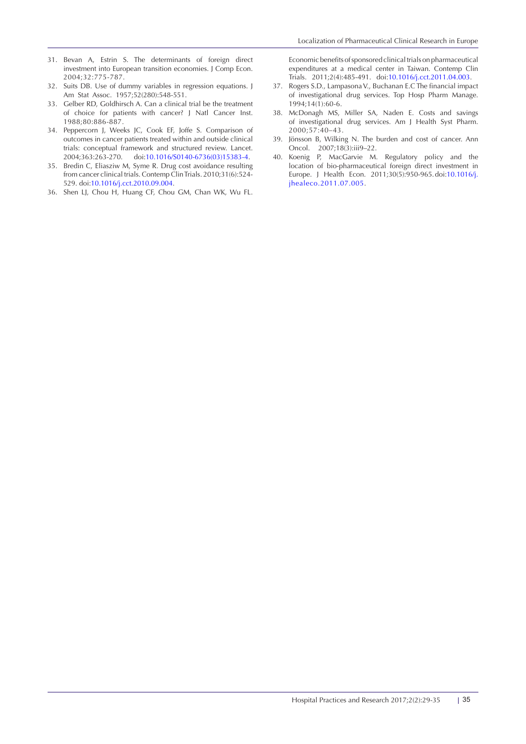31. Bevan A, Estrin S. The determinants of foreign direct investment into European transition economies. J Comp Econ. 2004;32:775-787.
32. Suits DB. Use of dummy variables in regression equations. J Am Stat Assoc. 1957;52(280):548-551.
33. Gelber RD, Goldhirsch A. Can a clinical trial be the treatment of choice for patients with cancer? J Natl Cancer Inst. 1988;80:886-887.
34. Peppercorn J, Weeks JC, Cook EF, Joffe S. Comparison of outcomes in cancer patients treated within and outside clinical trials: conceptual framework and structured review. Lancet. 2004;363:263-270. doi:10.1016/S0140-6736(03)15383-4.
35. Bredin C, Eliasziw M, Syme R. Drug cost avoidance resulting from cancer clinical trials. Contemp Clin Trials. 2010;31(6):524-529. doi:10.1016/j.cct.2010.09.004.
36. Shen LJ, Chou H, Huang CF, Chou GM, Chan WK, Wu FL. Economic benefits of sponsored clinical trials on pharmaceutical expenditures at a medical center in Taiwan. Contemp Clin Trials. 2011;2(4):485-491. doi:10.1016/j.cct.2011.04.003.
37. Rogers S.D., Lampasona V., Buchanan E.C The financial impact of investigational drug services. Top Hosp Pharm Manage. 1994;14(1):60-6.
38. McDonagh MS, Miller SA, Naden E. Costs and savings of investigational drug services. Am J Health Syst Pharm. 2000;57:40–43.
39. Jönsson B, Wilking N. The burden and cost of cancer. Ann Oncol. 2007;18(3):iii9–22.
40. Koenig P, MacGarvie M. Regulatory policy and the location of bio-pharmaceutical foreign direct investment in Europe. J Health Econ. 2011;30(5):950-965. doi:10.1016/j.jhealeco.2011.07.005.